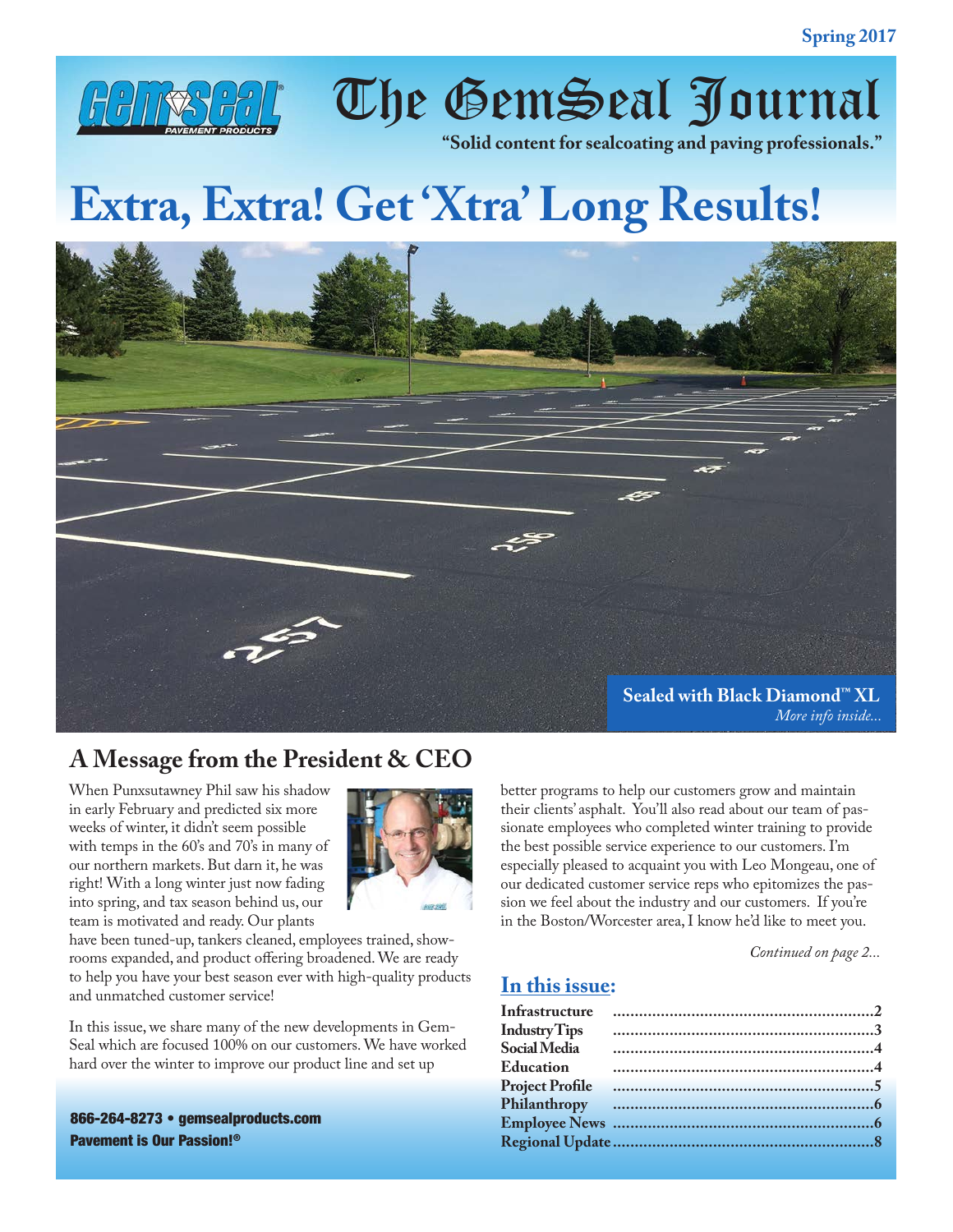Spring 2017

# The GemSeal Journal

**"Solid content for sealcoating and paving professionals."**

# Extra, Extra! Get 'Xtra' Long Results!

**Sealed with Black Diamond™ XL**
*More info inside...*

## A Message from the President & CEO

When Punxsutawney Phil saw his shadow in early February and predicted six more weeks of winter, it didn't seem possible with temps in the 60's and 70's in many of our northern markets. But darn it, he was right! With a long winter just now fading into spring, and tax season behind us, our team is motivated and ready. Our plants have been tuned-up, tankers cleaned, employees trained, showrooms expanded, and product offering broadened. We are ready to help you have your best season ever with high-quality products and unmatched customer service!

In this issue, we share many of the new developments in GemSeal which are focused 100% on our customers. We have worked hard over the winter to improve our product line and set up better programs to help our customers grow and maintain their clients' asphalt. You'll also read about our team of passionate employees who completed winter training to provide the best possible service experience to our customers. I'm especially pleased to acquaint you with Leo Mongeau, one of our dedicated customer service reps who epitomizes the passion we feel about the industry and our customers. If you're in the Boston/Worcester area, I know he'd like to meet you.

*Continued on page 2...*

## In this issue:

- **Infrastructure** ........ 2
- **Industry Tips** ........ 3
- **Social Media** ........ 4
- **Education** ........ 4
- **Project Profile** ........ 5
- **Philanthropy** ........ 6
- **Employee News** ........ 6
- **Regional Update** ........ 8

**866-264-8273 • gemsealproducts.com**
**Pavement is Our Passion!®**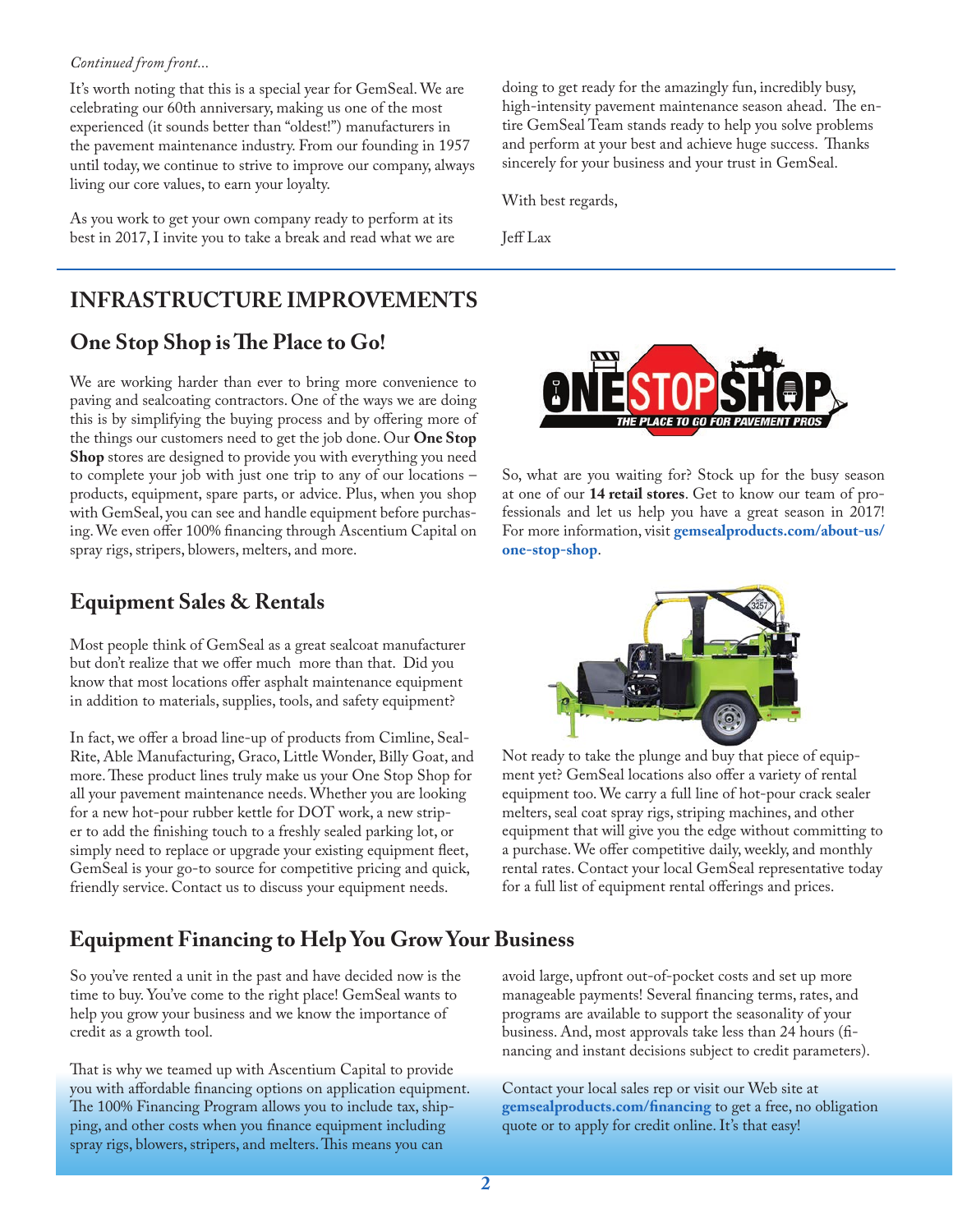*Continued from front...*

It's worth noting that this is a special year for GemSeal. We are celebrating our 60th anniversary, making us one of the most experienced (it sounds better than "oldest!") manufacturers in the pavement maintenance industry. From our founding in 1957 until today, we continue to strive to improve our company, always living our core values, to earn your loyalty.

As you work to get your own company ready to perform at its best in 2017, I invite you to take a break and read what we are doing to get ready for the amazingly fun, incredibly busy, high-intensity pavement maintenance season ahead. The entire GemSeal Team stands ready to help you solve problems and perform at your best and achieve huge success. Thanks sincerely for your business and your trust in GemSeal.

With best regards,

Jeff Lax

# INFRASTRUCTURE IMPROVEMENTS

## One Stop Shop is The Place to Go!

We are working harder than ever to bring more convenience to paving and sealcoating contractors. One of the ways we are doing this is by simplifying the buying process and by offering more of the things our customers need to get the job done. Our **One Stop Shop** stores are designed to provide you with everything you need to complete your job with just one trip to any of our locations – products, equipment, spare parts, or advice. Plus, when you shop with GemSeal, you can see and handle equipment before purchasing. We even offer 100% financing through Ascentium Capital on spray rigs, stripers, blowers, melters, and more.

ONE STOP SHOP — THE PLACE TO GO FOR PAVEMENT PROS

So, what are you waiting for? Stock up for the busy season at one of our **14 retail stores**. Get to know our team of professionals and let us help you have a great season in 2017! For more information, visit **gemsealproducts.com/about-us/one-stop-shop**.

## Equipment Sales & Rentals

Most people think of GemSeal as a great sealcoat manufacturer but don't realize that we offer much more than that. Did you know that most locations offer asphalt maintenance equipment in addition to materials, supplies, tools, and safety equipment?

In fact, we offer a broad line-up of products from Cimline, Seal-Rite, Able Manufacturing, Graco, Little Wonder, Billy Goat, and more. These product lines truly make us your One Stop Shop for all your pavement maintenance needs. Whether you are looking for a new hot-pour rubber kettle for DOT work, a new striper to add the finishing touch to a freshly sealed parking lot, or simply need to replace or upgrade your existing equipment fleet, GemSeal is your go-to source for competitive pricing and quick, friendly service. Contact us to discuss your equipment needs.

Not ready to take the plunge and buy that piece of equipment yet? GemSeal locations also offer a variety of rental equipment too. We carry a full line of hot-pour crack sealer melters, seal coat spray rigs, striping machines, and other equipment that will give you the edge without committing to a purchase. We offer competitive daily, weekly, and monthly rental rates. Contact your local GemSeal representative today for a full list of equipment rental offerings and prices.

## Equipment Financing to Help You Grow Your Business

So you've rented a unit in the past and have decided now is the time to buy. You've come to the right place! GemSeal wants to help you grow your business and we know the importance of credit as a growth tool.

That is why we teamed up with Ascentium Capital to provide you with affordable financing options on application equipment. The 100% Financing Program allows you to include tax, shipping, and other costs when you finance equipment including spray rigs, blowers, stripers, and melters. This means you can avoid large, upfront out-of-pocket costs and set up more manageable payments! Several financing terms, rates, and programs are available to support the seasonality of your business. And, most approvals take less than 24 hours (financing and instant decisions subject to credit parameters).

Contact your local sales rep or visit our Web site at **gemsealproducts.com/financing** to get a free, no obligation quote or to apply for credit online. It's that easy!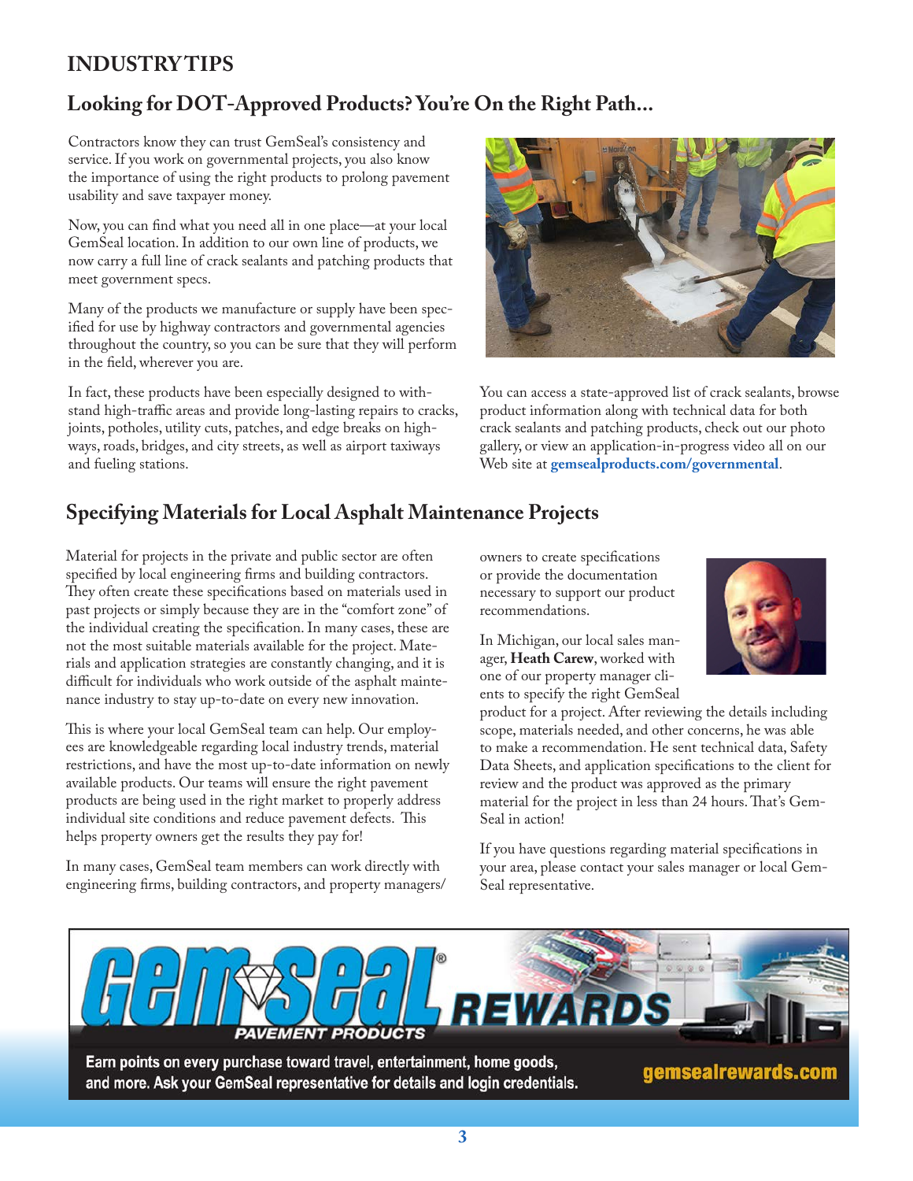# INDUSTRY TIPS

## Looking for DOT-Approved Products? You're On the Right Path...

Contractors know they can trust GemSeal's consistency and service. If you work on governmental projects, you also know the importance of using the right products to prolong pavement usability and save taxpayer money.

Now, you can find what you need all in one place—at your local GemSeal location. In addition to our own line of products, we now carry a full line of crack sealants and patching products that meet government specs.

Many of the products we manufacture or supply have been specified for use by highway contractors and governmental agencies throughout the country, so you can be sure that they will perform in the field, wherever you are.

In fact, these products have been especially designed to withstand high-traffic areas and provide long-lasting repairs to cracks, joints, potholes, utility cuts, patches, and edge breaks on highways, roads, bridges, and city streets, as well as airport taxiways and fueling stations.

You can access a state-approved list of crack sealants, browse product information along with technical data for both crack sealants and patching products, check out our photo gallery, or view an application-in-progress video all on our Web site at **gemsealproducts.com/governmental**.

## Specifying Materials for Local Asphalt Maintenance Projects

Material for projects in the private and public sector are often specified by local engineering firms and building contractors. They often create these specifications based on materials used in past projects or simply because they are in the "comfort zone" of the individual creating the specification. In many cases, these are not the most suitable materials available for the project. Materials and application strategies are constantly changing, and it is difficult for individuals who work outside of the asphalt maintenance industry to stay up-to-date on every new innovation.

This is where your local GemSeal team can help. Our employees are knowledgeable regarding local industry trends, material restrictions, and have the most up-to-date information on newly available products. Our teams will ensure the right pavement products are being used in the right market to properly address individual site conditions and reduce pavement defects. This helps property owners get the results they pay for!

In many cases, GemSeal team members can work directly with engineering firms, building contractors, and property managers/owners to create specifications or provide the documentation necessary to support our product recommendations.

In Michigan, our local sales manager, **Heath Carew**, worked with one of our property manager clients to specify the right GemSeal product for a project. After reviewing the details including scope, materials needed, and other concerns, he was able to make a recommendation. He sent technical data, Safety Data Sheets, and application specifications to the client for review and the product was approved as the primary material for the project in less than 24 hours. That's GemSeal in action!

If you have questions regarding material specifications in your area, please contact your sales manager or local GemSeal representative.

**GemSeal® PAVEMENT PRODUCTS REWARDS**

Earn points on every purchase toward travel, entertainment, home goods, and more. Ask your GemSeal representative for details and login credentials.

gemsealrewards.com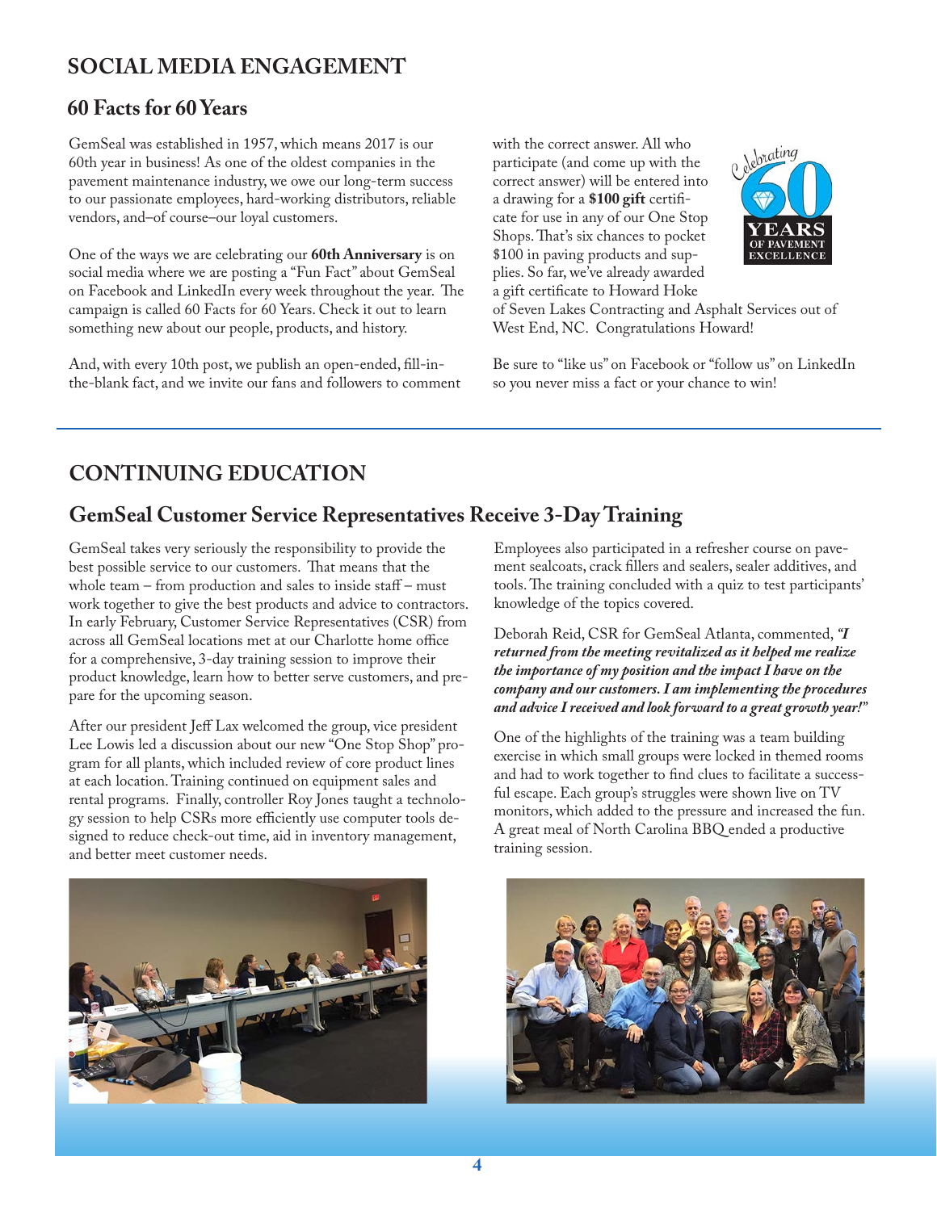# SOCIAL MEDIA ENGAGEMENT

## 60 Facts for 60 Years

GemSeal was established in 1957, which means 2017 is our 60th year in business! As one of the oldest companies in the pavement maintenance industry, we owe our long-term success to our passionate employees, hard-working distributors, reliable vendors, and–of course–our loyal customers.

One of the ways we are celebrating our **60th Anniversary** is on social media where we are posting a "Fun Fact" about GemSeal on Facebook and LinkedIn every week throughout the year. The campaign is called 60 Facts for 60 Years. Check it out to learn something new about our people, products, and history.

And, with every 10th post, we publish an open-ended, fill-in-the-blank fact, and we invite our fans and followers to comment with the correct answer. All who participate (and come up with the correct answer) will be entered into a drawing for a **$100 gift** certificate for use in any of our One Stop Shops. That's six chances to pocket $100 in paving products and supplies. So far, we've already awarded a gift certificate to Howard Hoke of Seven Lakes Contracting and Asphalt Services out of West End, NC. Congratulations Howard!

Be sure to "like us" on Facebook or "follow us" on LinkedIn so you never miss a fact or your chance to win!

# CONTINUING EDUCATION

## GemSeal Customer Service Representatives Receive 3-Day Training

GemSeal takes very seriously the responsibility to provide the best possible service to our customers. That means that the whole team – from production and sales to inside staff – must work together to give the best products and advice to contractors. In early February, Customer Service Representatives (CSR) from across all GemSeal locations met at our Charlotte home office for a comprehensive, 3-day training session to improve their product knowledge, learn how to better serve customers, and prepare for the upcoming season.

After our president Jeff Lax welcomed the group, vice president Lee Lowis led a discussion about our new "One Stop Shop" program for all plants, which included review of core product lines at each location. Training continued on equipment sales and rental programs. Finally, controller Roy Jones taught a technology session to help CSRs more efficiently use computer tools designed to reduce check-out time, aid in inventory management, and better meet customer needs.

Employees also participated in a refresher course on pavement sealcoats, crack fillers and sealers, sealer additives, and tools. The training concluded with a quiz to test participants' knowledge of the topics covered.

Deborah Reid, CSR for GemSeal Atlanta, commented, ***"I returned from the meeting revitalized as it helped me realize the importance of my position and the impact I have on the company and our customers. I am implementing the procedures and advice I received and look forward to a great growth year!"***

One of the highlights of the training was a team building exercise in which small groups were locked in themed rooms and had to work together to find clues to facilitate a successful escape. Each group's struggles were shown live on TV monitors, which added to the pressure and increased the fun. A great meal of North Carolina BBQ ended a productive training session.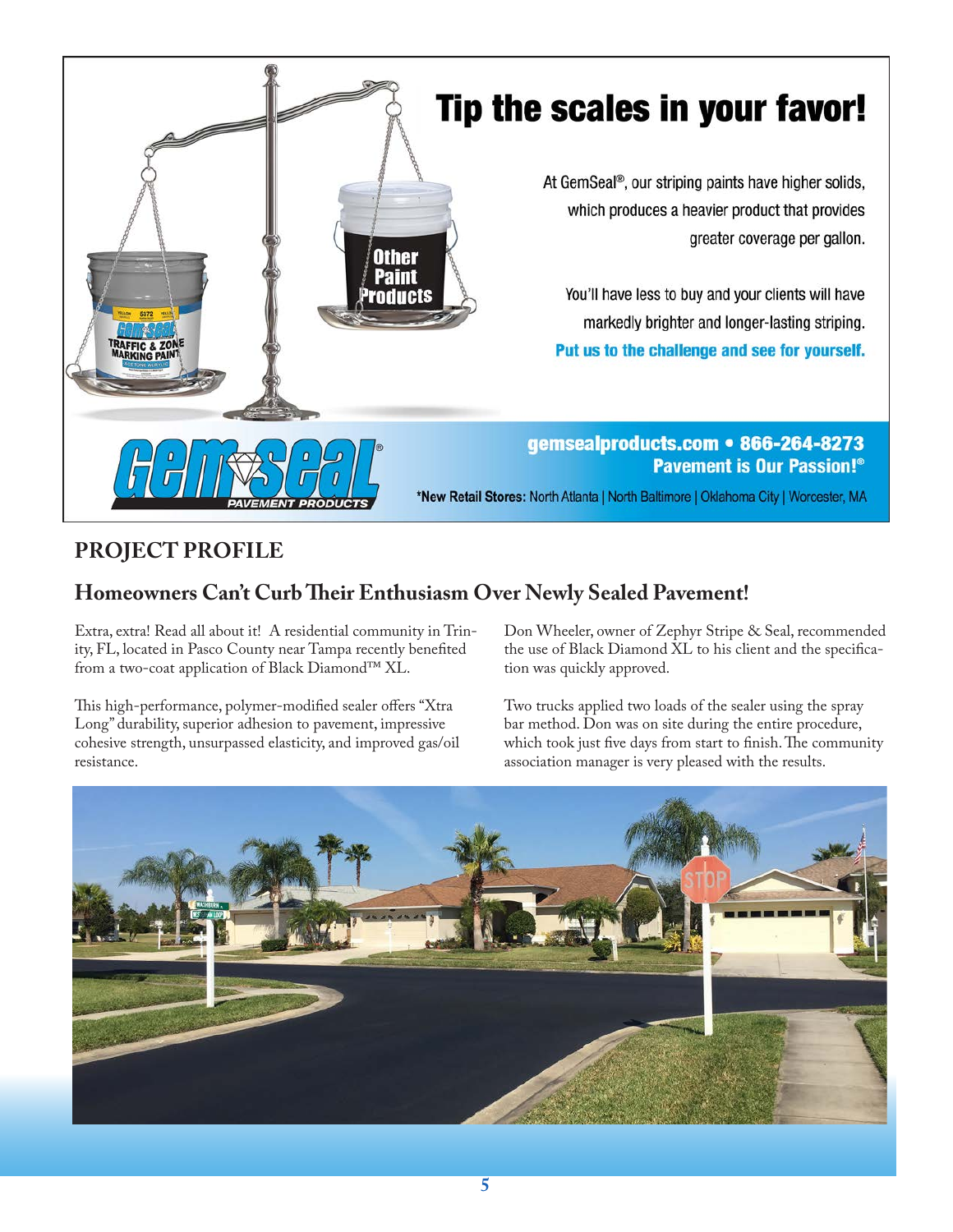# Tip the scales in your favor!

At GemSeal®, our striping paints have higher solids, which produces a heavier product that provides greater coverage per gallon.

You'll have less to buy and your clients will have markedly brighter and longer-lasting striping.

**Put us to the challenge and see for yourself.**

**gemsealproducts.com • 866-264-8273**
**Pavement is Our Passion!®**

GemSeal® PAVEMENT PRODUCTS

**\*New Retail Stores:** North Atlanta | North Baltimore | Oklahoma City | Worcester, MA

## PROJECT PROFILE

### Homeowners Can't Curb Their Enthusiasm Over Newly Sealed Pavement!

Extra, extra! Read all about it! A residential community in Trinity, FL, located in Pasco County near Tampa recently benefited from a two-coat application of Black Diamond™ XL.

This high-performance, polymer-modified sealer offers "Xtra Long" durability, superior adhesion to pavement, impressive cohesive strength, unsurpassed elasticity, and improved gas/oil resistance.

Don Wheeler, owner of Zephyr Stripe & Seal, recommended the use of Black Diamond XL to his client and the specification was quickly approved.

Two trucks applied two loads of the sealer using the spray bar method. Don was on site during the entire procedure, which took just five days from start to finish. The community association manager is very pleased with the results.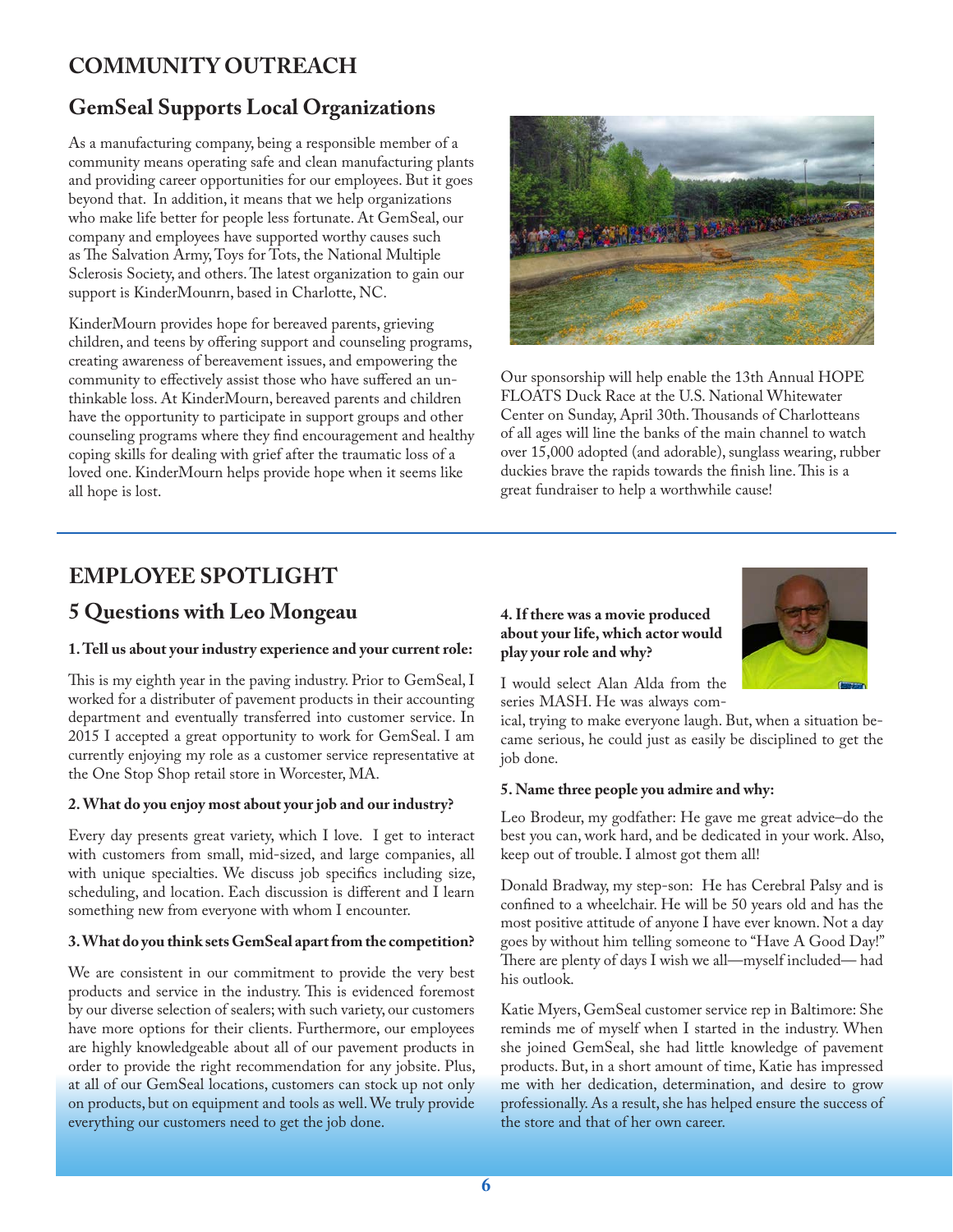# COMMUNITY OUTREACH

## GemSeal Supports Local Organizations

As a manufacturing company, being a responsible member of a community means operating safe and clean manufacturing plants and providing career opportunities for our employees. But it goes beyond that. In addition, it means that we help organizations who make life better for people less fortunate. At GemSeal, our company and employees have supported worthy causes such as The Salvation Army, Toys for Tots, the National Multiple Sclerosis Society, and others. The latest organization to gain our support is KinderMounrn, based in Charlotte, NC.

KinderMourn provides hope for bereaved parents, grieving children, and teens by offering support and counseling programs, creating awareness of bereavement issues, and empowering the community to effectively assist those who have suffered an unthinkable loss. At KinderMourn, bereaved parents and children have the opportunity to participate in support groups and other counseling programs where they find encouragement and healthy coping skills for dealing with grief after the traumatic loss of a loved one. KinderMourn helps provide hope when it seems like all hope is lost.

Our sponsorship will help enable the 13th Annual HOPE FLOATS Duck Race at the U.S. National Whitewater Center on Sunday, April 30th. Thousands of Charlotteans of all ages will line the banks of the main channel to watch over 15,000 adopted (and adorable), sunglass wearing, rubber duckies brave the rapids towards the finish line. This is a great fundraiser to help a worthwhile cause!

# EMPLOYEE SPOTLIGHT

## 5 Questions with Leo Mongeau

**1. Tell us about your industry experience and your current role:**

This is my eighth year in the paving industry. Prior to GemSeal, I worked for a distributer of pavement products in their accounting department and eventually transferred into customer service. In 2015 I accepted a great opportunity to work for GemSeal. I am currently enjoying my role as a customer service representative at the One Stop Shop retail store in Worcester, MA.

**2. What do you enjoy most about your job and our industry?**

Every day presents great variety, which I love. I get to interact with customers from small, mid-sized, and large companies, all with unique specialties. We discuss job specifics including size, scheduling, and location. Each discussion is different and I learn something new from everyone with whom I encounter.

**3. What do you think sets GemSeal apart from the competition?**

We are consistent in our commitment to provide the very best products and service in the industry. This is evidenced foremost by our diverse selection of sealers; with such variety, our customers have more options for their clients. Furthermore, our employees are highly knowledgeable about all of our pavement products in order to provide the right recommendation for any jobsite. Plus, at all of our GemSeal locations, customers can stock up not only on products, but on equipment and tools as well. We truly provide everything our customers need to get the job done.

**4. If there was a movie produced about your life, which actor would play your role and why?**

I would select Alan Alda from the series MASH. He was always comical, trying to make everyone laugh. But, when a situation became serious, he could just as easily be disciplined to get the job done.

**5. Name three people you admire and why:**

Leo Brodeur, my godfather: He gave me great advice–do the best you can, work hard, and be dedicated in your work. Also, keep out of trouble. I almost got them all!

Donald Bradway, my step-son: He has Cerebral Palsy and is confined to a wheelchair. He will be 50 years old and has the most positive attitude of anyone I have ever known. Not a day goes by without him telling someone to "Have A Good Day!" There are plenty of days I wish we all—myself included— had his outlook.

Katie Myers, GemSeal customer service rep in Baltimore: She reminds me of myself when I started in the industry. When she joined GemSeal, she had little knowledge of pavement products. But, in a short amount of time, Katie has impressed me with her dedication, determination, and desire to grow professionally. As a result, she has helped ensure the success of the store and that of her own career.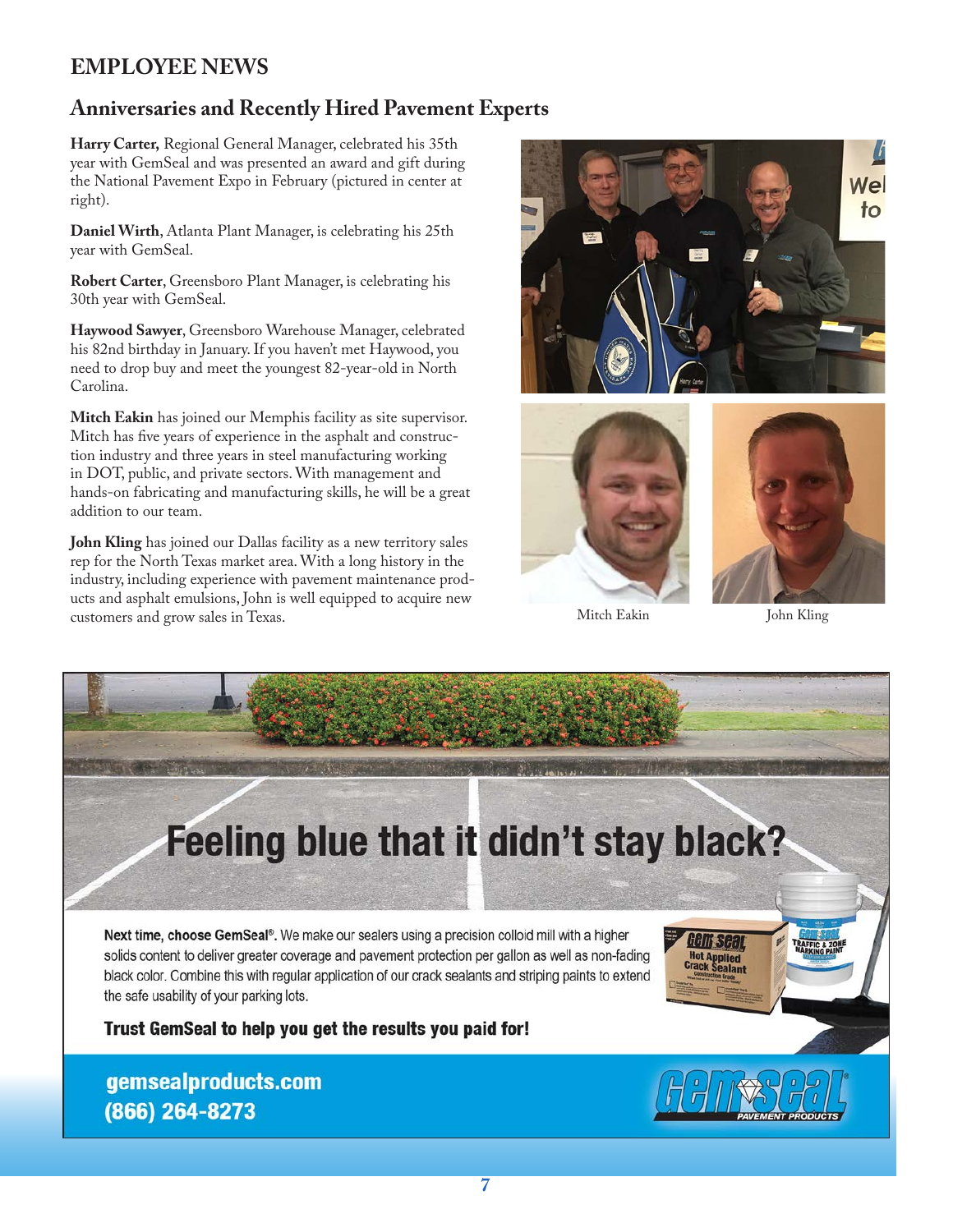# EMPLOYEE NEWS

## Anniversaries and Recently Hired Pavement Experts

**Harry Carter,** Regional General Manager, celebrated his 35th year with GemSeal and was presented an award and gift during the National Pavement Expo in February (pictured in center at right).

**Daniel Wirth**, Atlanta Plant Manager, is celebrating his 25th year with GemSeal.

**Robert Carter**, Greensboro Plant Manager, is celebrating his 30th year with GemSeal.

**Haywood Sawyer**, Greensboro Warehouse Manager, celebrated his 82nd birthday in January. If you haven't met Haywood, you need to drop buy and meet the youngest 82-year-old in North Carolina.

**Mitch Eakin** has joined our Memphis facility as site supervisor. Mitch has five years of experience in the asphalt and construction industry and three years in steel manufacturing working in DOT, public, and private sectors. With management and hands-on fabricating and manufacturing skills, he will be a great addition to our team.

**John Kling** has joined our Dallas facility as a new territory sales rep for the North Texas market area. With a long history in the industry, including experience with pavement maintenance products and asphalt emulsions, John is well equipped to acquire new customers and grow sales in Texas.

Mitch Eakin

John Kling

## Feeling blue that it didn't stay black?

**Next time, choose GemSeal®.** We make our sealers using a precision colloid mill with a higher solids content to deliver greater coverage and pavement protection per gallon as well as non-fading black color. Combine this with regular application of our crack sealants and striping paints to extend the safe usability of your parking lots.

**Trust GemSeal to help you get the results you paid for!**

**gemsealproducts.com**
**(866) 264-8273**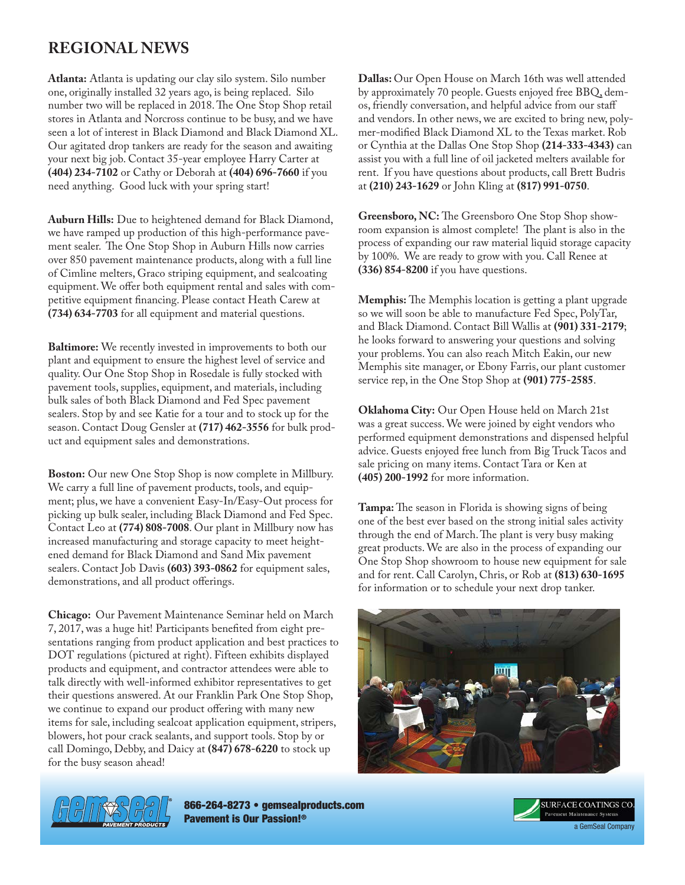# REGIONAL NEWS

**Atlanta:** Atlanta is updating our clay silo system. Silo number one, originally installed 32 years ago, is being replaced. Silo number two will be replaced in 2018. The One Stop Shop retail stores in Atlanta and Norcross continue to be busy, and we have seen a lot of interest in Black Diamond and Black Diamond XL. Our agitated drop tankers are ready for the season and awaiting your next big job. Contact 35-year employee Harry Carter at **(404) 234-7102** or Cathy or Deborah at **(404) 696-7660** if you need anything. Good luck with your spring start!

**Auburn Hills:** Due to heightened demand for Black Diamond, we have ramped up production of this high-performance pavement sealer. The One Stop Shop in Auburn Hills now carries over 850 pavement maintenance products, along with a full line of Cimline melters, Graco striping equipment, and sealcoating equipment. We offer both equipment rental and sales with competitive equipment financing. Please contact Heath Carew at **(734) 634-7703** for all equipment and material questions.

**Baltimore:** We recently invested in improvements to both our plant and equipment to ensure the highest level of service and quality. Our One Stop Shop in Rosedale is fully stocked with pavement tools, supplies, equipment, and materials, including bulk sales of both Black Diamond and Fed Spec pavement sealers. Stop by and see Katie for a tour and to stock up for the season. Contact Doug Gensler at **(717) 462-3556** for bulk product and equipment sales and demonstrations.

**Boston:** Our new One Stop Shop is now complete in Millbury. We carry a full line of pavement products, tools, and equipment; plus, we have a convenient Easy-In/Easy-Out process for picking up bulk sealer, including Black Diamond and Fed Spec. Contact Leo at **(774) 808-7008**. Our plant in Millbury now has increased manufacturing and storage capacity to meet heightened demand for Black Diamond and Sand Mix pavement sealers. Contact Job Davis **(603) 393-0862** for equipment sales, demonstrations, and all product offerings.

**Chicago:** Our Pavement Maintenance Seminar held on March 7, 2017, was a huge hit! Participants benefited from eight presentations ranging from product application and best practices to DOT regulations (pictured at right). Fifteen exhibits displayed products and equipment, and contractor attendees were able to talk directly with well-informed exhibitor representatives to get their questions answered. At our Franklin Park One Stop Shop, we continue to expand our product offering with many new items for sale, including sealcoat application equipment, stripers, blowers, hot pour crack sealants, and support tools. Stop by or call Domingo, Debby, and Daicy at **(847) 678-6220** to stock up for the busy season ahead!

**Dallas:** Our Open House on March 16th was well attended by approximately 70 people. Guests enjoyed free BBQ, demos, friendly conversation, and helpful advice from our staff and vendors. In other news, we are excited to bring new, polymer-modified Black Diamond XL to the Texas market. Rob or Cynthia at the Dallas One Stop Shop **(214-333-4343)** can assist you with a full line of oil jacketed melters available for rent. If you have questions about products, call Brett Budris at **(210) 243-1629** or John Kling at **(817) 991-0750**.

**Greensboro, NC:** The Greensboro One Stop Shop showroom expansion is almost complete! The plant is also in the process of expanding our raw material liquid storage capacity by 100%. We are ready to grow with you. Call Renee at **(336) 854-8200** if you have questions.

**Memphis:** The Memphis location is getting a plant upgrade so we will soon be able to manufacture Fed Spec, PolyTar, and Black Diamond. Contact Bill Wallis at **(901) 331-2179**; he looks forward to answering your questions and solving your problems. You can also reach Mitch Eakin, our new Memphis site manager, or Ebony Farris, our plant customer service rep, in the One Stop Shop at **(901) 775-2585**.

**Oklahoma City:** Our Open House held on March 21st was a great success. We were joined by eight vendors who performed equipment demonstrations and dispensed helpful advice. Guests enjoyed free lunch from Big Truck Tacos and sale pricing on many items. Contact Tara or Ken at **(405) 200-1992** for more information.

**Tampa:** The season in Florida is showing signs of being one of the best ever based on the strong initial sales activity through the end of March. The plant is very busy making great products. We are also in the process of expanding our One Stop Shop showroom to house new equipment for sale and for rent. Call Carolyn, Chris, or Rob at **(813) 630-1695** for information or to schedule your next drop tanker.

GemSeal PAVEMENT PRODUCTS

**866-264-8273 • gemsealproducts.com**
**Pavement is Our Passion!®**

SURFACE COATINGS CO. Pavement Maintenance Systems
a GemSeal Company